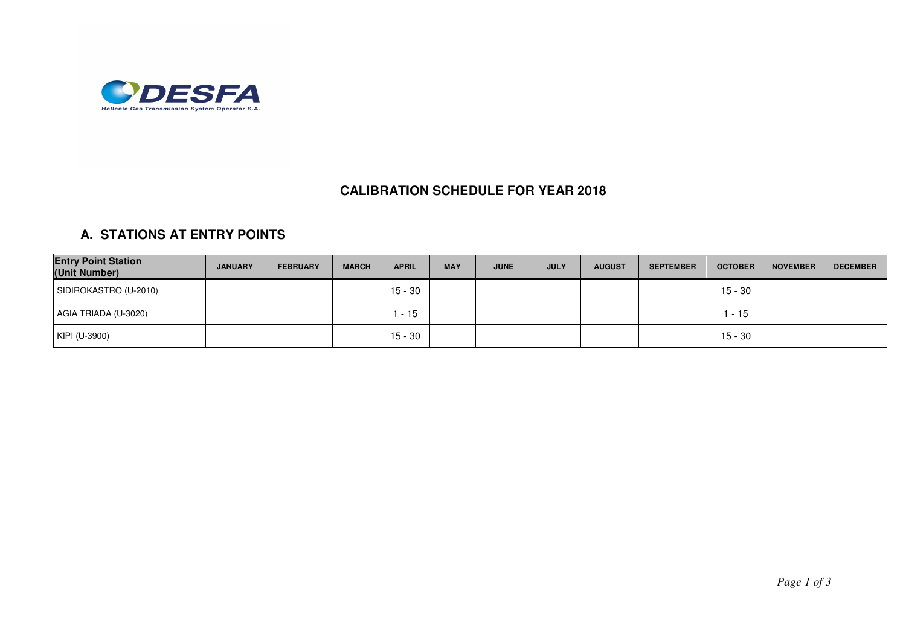DESFA

Hellenic Gas Transmission System Operator S.A.

# CALIBRATION SCHEDULE FOR YEAR 2018

## A. STATIONS AT ENTRY POINTS

| Entry Point Station (Unit Number) | JANUARY | FEBRUARY | MARCH | APRIL | MAY | JUNE | JULY | AUGUST | SEPTEMBER | OCTOBER | NOVEMBER | DECEMBER |
|---|---|---|---|---|---|---|---|---|---|---|---|---|
| SIDIROKASTRO (U-2010) | | | | 15 - 30 | | | | | | 15 - 30 | | |
| AGIA TRIADA (U-3020) | | | | 1 - 15 | | | | | | 1 - 15 | | |
| KIPI (U-3900) | | | | 15 - 30 | | | | | | 15 - 30 | | |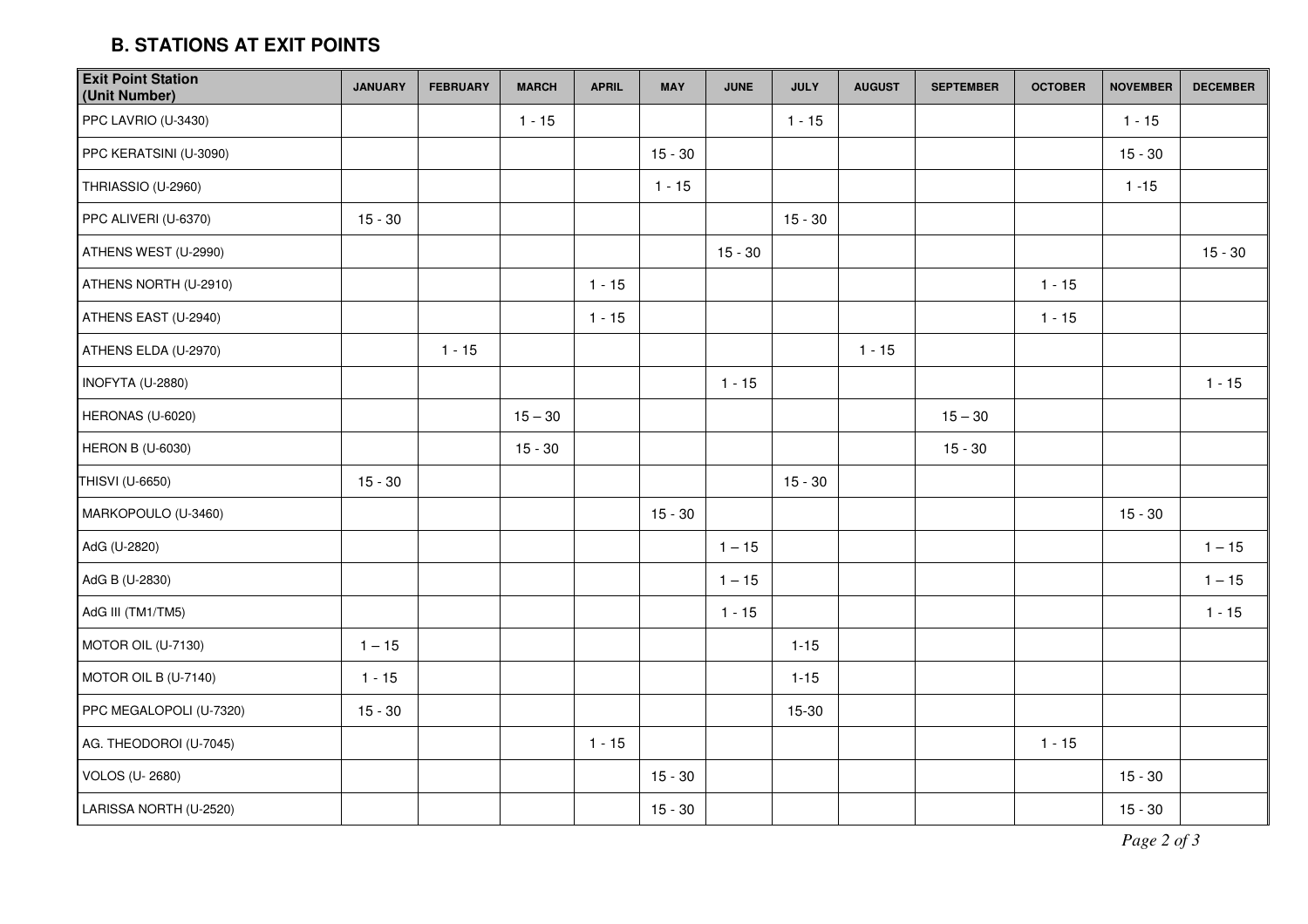## B. STATIONS AT EXIT POINTS

| Exit Point Station (Unit Number) | JANUARY | FEBRUARY | MARCH | APRIL | MAY | JUNE | JULY | AUGUST | SEPTEMBER | OCTOBER | NOVEMBER | DECEMBER |
|---|---|---|---|---|---|---|---|---|---|---|---|---|
| PPC LAVRIO (U-3430) | | | 1 - 15 | | | | 1 - 15 | | | | 1 - 15 | |
| PPC KERATSINI (U-3090) | | | | | 15 - 30 | | | | | | 15 - 30 | |
| THRIASSIO (U-2960) | | | | | 1 - 15 | | | | | | 1 -15 | |
| PPC ALIVERI (U-6370) | 15 - 30 | | | | | | 15 - 30 | | | | | |
| ATHENS WEST (U-2990) | | | | | | 15 - 30 | | | | | | 15 - 30 |
| ATHENS NORTH (U-2910) | | | | 1 - 15 | | | | | | 1 - 15 | | |
| ATHENS EAST (U-2940) | | | | 1 - 15 | | | | | | 1 - 15 | | |
| ATHENS ELDA (U-2970) | | 1 - 15 | | | | | | 1 - 15 | | | | |
| INOFYTA (U-2880) | | | | | | 1 - 15 | | | | | | 1 - 15 |
| HERONAS (U-6020) | | | 15 – 30 | | | | | | 15 – 30 | | | |
| HERON B (U-6030) | | | 15 - 30 | | | | | | 15 - 30 | | | |
| THISVI (U-6650) | 15 - 30 | | | | | | 15 - 30 | | | | | |
| MARKOPOULO (U-3460) | | | | | 15 - 30 | | | | | | 15 - 30 | |
| AdG (U-2820) | | | | | | 1 – 15 | | | | | | 1 – 15 |
| AdG B (U-2830) | | | | | | 1 – 15 | | | | | | 1 – 15 |
| AdG III (TM1/TM5) | | | | | | 1 - 15 | | | | | | 1 - 15 |
| MOTOR OIL (U-7130) | 1 – 15 | | | | | | 1-15 | | | | | |
| MOTOR OIL B (U-7140) | 1 - 15 | | | | | | 1-15 | | | | | |
| PPC MEGALOPOLI (U-7320) | 15 - 30 | | | | | | 15-30 | | | | | |
| AG. THEODOROI (U-7045) | | | | 1 - 15 | | | | | | 1 - 15 | | |
| VOLOS (U- 2680) | | | | | 15 - 30 | | | | | | 15 - 30 | |
| LARISSA NORTH (U-2520) | | | | | 15 - 30 | | | | | | 15 - 30 | |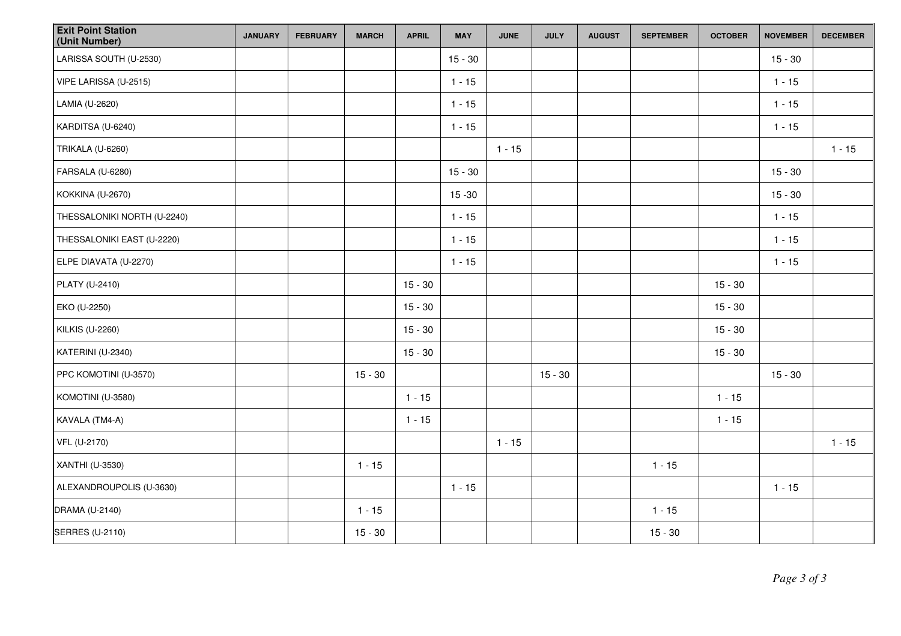| Exit Point Station (Unit Number) | JANUARY | FEBRUARY | MARCH | APRIL | MAY | JUNE | JULY | AUGUST | SEPTEMBER | OCTOBER | NOVEMBER | DECEMBER |
|---|---|---|---|---|---|---|---|---|---|---|---|---|
| LARISSA SOUTH (U-2530) | | | | | 15 - 30 | | | | | | 15 - 30 | |
| VIPE LARISSA (U-2515) | | | | | 1 - 15 | | | | | | 1 - 15 | |
| LAMIA (U-2620) | | | | | 1 - 15 | | | | | | 1 - 15 | |
| KARDITSA (U-6240) | | | | | 1 - 15 | | | | | | 1 - 15 | |
| TRIKALA (U-6260) | | | | | | 1 - 15 | | | | | | 1 - 15 |
| FARSALA (U-6280) | | | | | 15 - 30 | | | | | | 15 - 30 | |
| KOKKINA (U-2670) | | | | | 15 -30 | | | | | | 15 - 30 | |
| THESSALONIKI NORTH (U-2240) | | | | | 1 - 15 | | | | | | 1 - 15 | |
| THESSALONIKI EAST (U-2220) | | | | | 1 - 15 | | | | | | 1 - 15 | |
| ELPE DIAVATA (U-2270) | | | | | 1 - 15 | | | | | | 1 - 15 | |
| PLATY (U-2410) | | | | 15 - 30 | | | | | | 15 - 30 | | |
| EKO (U-2250) | | | | 15 - 30 | | | | | | 15 - 30 | | |
| KILKIS (U-2260) | | | | 15 - 30 | | | | | | 15 - 30 | | |
| KATERINI (U-2340) | | | | 15 - 30 | | | | | | 15 - 30 | | |
| PPC KOMOTINI (U-3570) | | | 15 - 30 | | | | 15 - 30 | | | | 15 - 30 | |
| KOMOTINI (U-3580) | | | | 1 - 15 | | | | | | 1 - 15 | | |
| KAVALA (TM4-A) | | | | 1 - 15 | | | | | | 1 - 15 | | |
| VFL (U-2170) | | | | | | 1 - 15 | | | | | | 1 - 15 |
| XANTHI (U-3530) | | | 1 - 15 | | | | | | 1 - 15 | | | |
| ALEXANDROUPOLIS (U-3630) | | | | | 1 - 15 | | | | | | 1 - 15 | |
| DRAMA (U-2140) | | | 1 - 15 | | | | | | 1 - 15 | | | |
| SERRES (U-2110) | | | 15 - 30 | | | | | | 15 - 30 | | | |